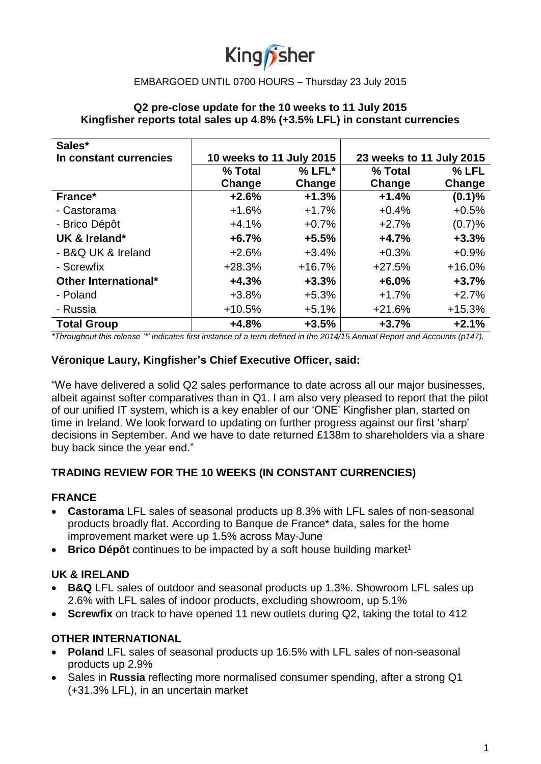Kingfisher

EMBARGOED UNTIL 0700 HOURS – Thursday 23 July 2015

**Q2 pre-close update for the 10 weeks to 11 July 2015**
**Kingfisher reports total sales up 4.8% (+3.5% LFL) in constant currencies**

| Sales* In constant currencies | 10 weeks to 11 July 2015 | | 23 weeks to 11 July 2015 | |
|---|---|---|---|---|
| | % Total Change | % LFL* Change | % Total Change | % LFL Change |
| **France*** | **+2.6%** | **+1.3%** | **+1.4%** | **(0.1)%** |
| - Castorama | +1.6% | +1.7% | +0.4% | +0.5% |
| - Brico Dépôt | +4.1% | +0.7% | +2.7% | (0.7)% |
| **UK & Ireland*** | **+6.7%** | **+5.5%** | **+4.7%** | **+3.3%** |
| - B&Q UK & Ireland | +2.6% | +3.4% | +0.3% | +0.9% |
| - Screwfix | +28.3% | +16.7% | +27.5% | +16.0% |
| **Other International*** | **+4.3%** | **+3.3%** | **+6.0%** | **+3.7%** |
| - Poland | +3.8% | +5.3% | +1.7% | +2.7% |
| - Russia | +10.5% | +5.1% | +21.6% | +15.3% |
| **Total Group** | **+4.8%** | **+3.5%** | **+3.7%** | **+2.1%** |

*\*Throughout this release '\*' indicates first instance of a term defined in the 2014/15 Annual Report and Accounts (p147).*

**Véronique Laury, Kingfisher's Chief Executive Officer, said:**

"We have delivered a solid Q2 sales performance to date across all our major businesses, albeit against softer comparatives than in Q1. I am also very pleased to report that the pilot of our unified IT system, which is a key enabler of our 'ONE' Kingfisher plan, started on time in Ireland. We look forward to updating on further progress against our first 'sharp' decisions in September. And we have to date returned £138m to shareholders via a share buy back since the year end."

## TRADING REVIEW FOR THE 10 WEEKS (IN CONSTANT CURRENCIES)

### FRANCE

- **Castorama** LFL sales of seasonal products up 8.3% with LFL sales of non-seasonal products broadly flat. According to Banque de France* data, sales for the home improvement market were up 1.5% across May-June
- **Brico Dépôt** continues to be impacted by a soft house building market[1]

### UK & IRELAND

- **B&Q** LFL sales of outdoor and seasonal products up 1.3%. Showroom LFL sales up 2.6% with LFL sales of indoor products, excluding showroom, up 5.1%
- **Screwfix** on track to have opened 11 new outlets during Q2, taking the total to 412

### OTHER INTERNATIONAL

- **Poland** LFL sales of seasonal products up 16.5% with LFL sales of non-seasonal products up 2.9%
- Sales in **Russia** reflecting more normalised consumer spending, after a strong Q1 (+31.3% LFL), in an uncertain market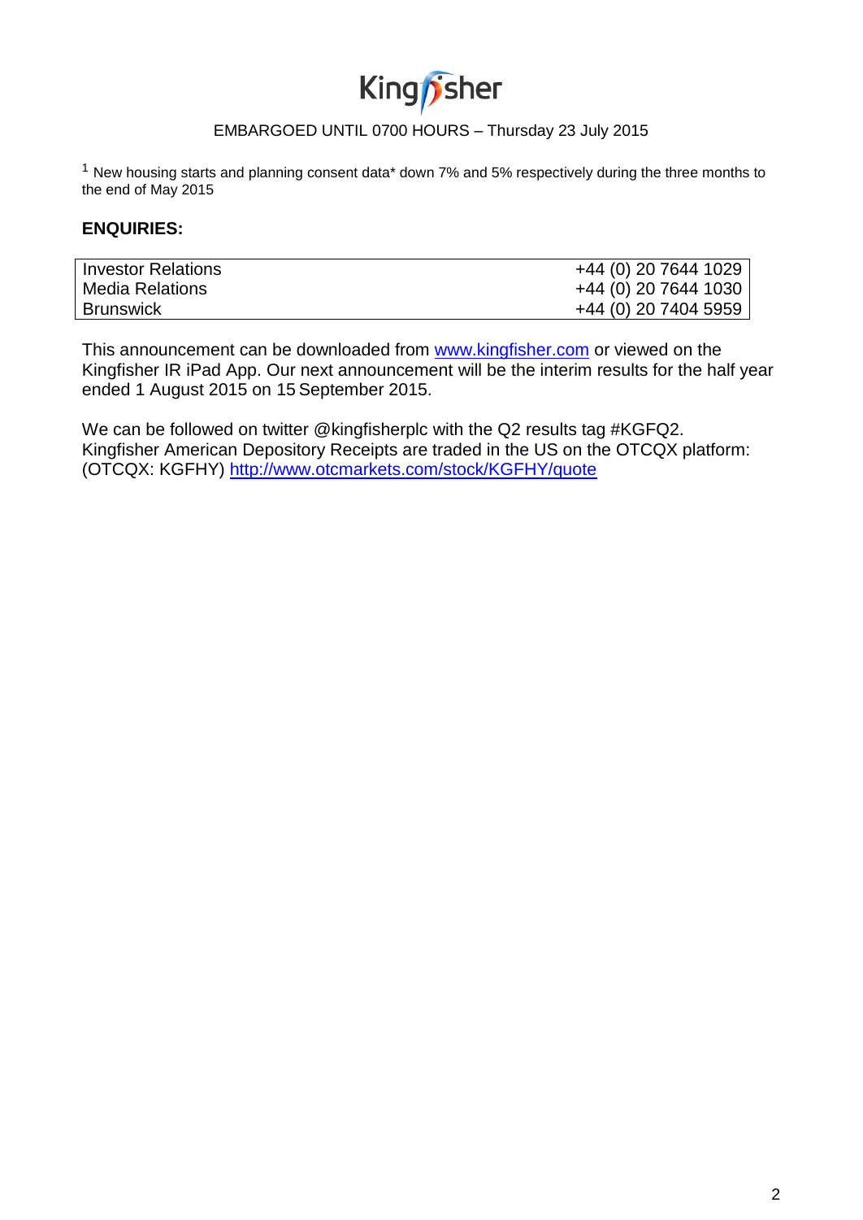EMBARGOED UNTIL 0700 HOURS – Thursday 23 July 2015

[1] New housing starts and planning consent data* down 7% and 5% respectively during the three months to the end of May 2015

**ENQUIRIES:**

| | |
|---|---|
| Investor Relations | +44 (0) 20 7644 1029 |
| Media Relations | +44 (0) 20 7644 1030 |
| Brunswick | +44 (0) 20 7404 5959 |

This announcement can be downloaded from www.kingfisher.com or viewed on the Kingfisher IR iPad App. Our next announcement will be the interim results for the half year ended 1 August 2015 on 15 September 2015.

We can be followed on twitter @kingfisherplc with the Q2 results tag #KGFQ2.
Kingfisher American Depository Receipts are traded in the US on the OTCQX platform: (OTCQX: KGFHY) http://www.otcmarkets.com/stock/KGFHY/quote